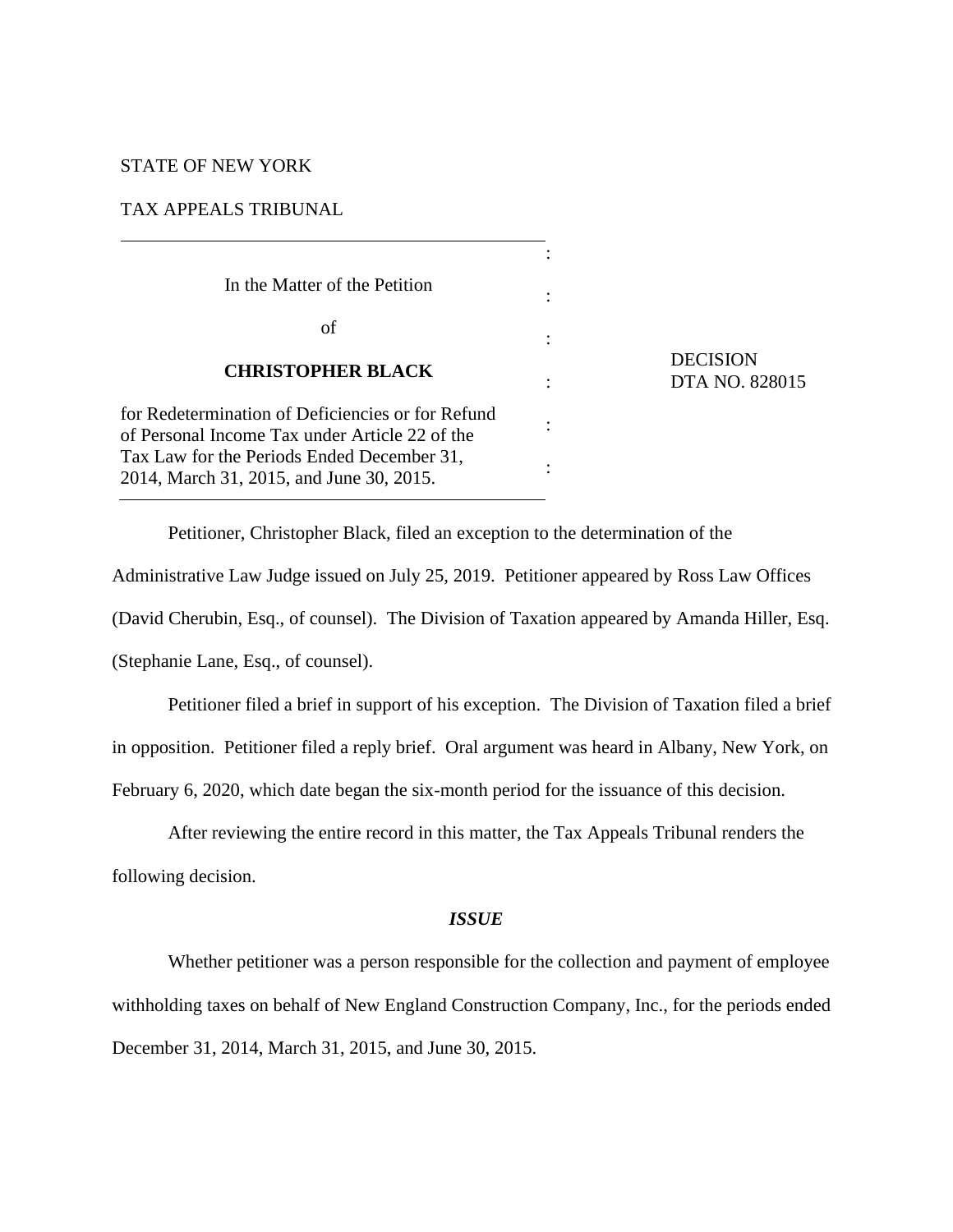STATE OF NEW YORK

TAX APPEALS TRIBUNAL

| | |
|---|---|
| In the Matter of the Petition<br><br>of<br><br>**CHRISTOPHER BLACK**<br><br>for Redetermination of Deficiencies or for Refund of Personal Income Tax under Article 22 of the Tax Law for the Periods Ended December 31, 2014, March 31, 2015, and June 30, 2015. | DECISION<br>DTA NO. 828015 |

Petitioner, Christopher Black, filed an exception to the determination of the Administrative Law Judge issued on July 25, 2019. Petitioner appeared by Ross Law Offices (David Cherubin, Esq., of counsel). The Division of Taxation appeared by Amanda Hiller, Esq. (Stephanie Lane, Esq., of counsel).

Petitioner filed a brief in support of his exception. The Division of Taxation filed a brief in opposition. Petitioner filed a reply brief. Oral argument was heard in Albany, New York, on February 6, 2020, which date began the six-month period for the issuance of this decision.

After reviewing the entire record in this matter, the Tax Appeals Tribunal renders the following decision.

## *ISSUE*

Whether petitioner was a person responsible for the collection and payment of employee withholding taxes on behalf of New England Construction Company, Inc., for the periods ended December 31, 2014, March 31, 2015, and June 30, 2015.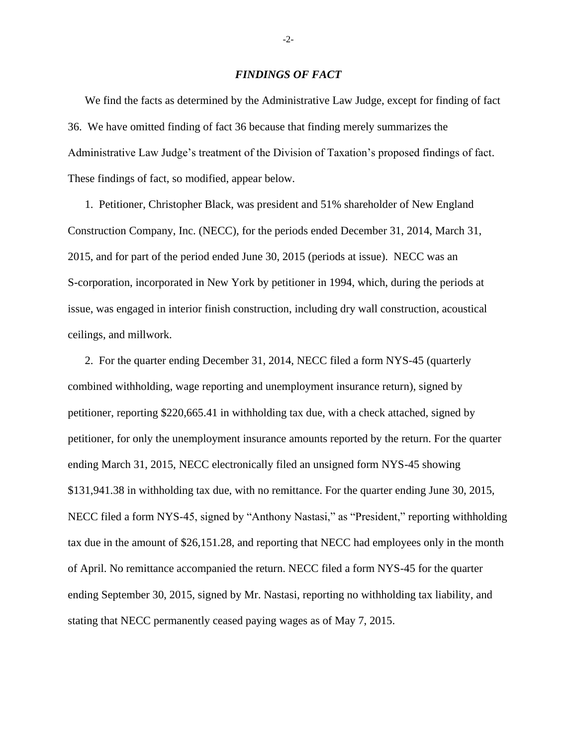### *FINDINGS OF FACT*

We find the facts as determined by the Administrative Law Judge, except for finding of fact 36. We have omitted finding of fact 36 because that finding merely summarizes the Administrative Law Judge's treatment of the Division of Taxation's proposed findings of fact. These findings of fact, so modified, appear below.

1. Petitioner, Christopher Black, was president and 51% shareholder of New England Construction Company, Inc. (NECC), for the periods ended December 31, 2014, March 31, 2015, and for part of the period ended June 30, 2015 (periods at issue). NECC was an S-corporation, incorporated in New York by petitioner in 1994, which, during the periods at issue, was engaged in interior finish construction, including dry wall construction, acoustical ceilings, and millwork.

2. For the quarter ending December 31, 2014, NECC filed a form NYS-45 (quarterly combined withholding, wage reporting and unemployment insurance return), signed by petitioner, reporting $220,665.41 in withholding tax due, with a check attached, signed by petitioner, for only the unemployment insurance amounts reported by the return. For the quarter ending March 31, 2015, NECC electronically filed an unsigned form NYS-45 showing $131,941.38 in withholding tax due, with no remittance. For the quarter ending June 30, 2015, NECC filed a form NYS-45, signed by "Anthony Nastasi," as "President," reporting withholding tax due in the amount of $26,151.28, and reporting that NECC had employees only in the month of April. No remittance accompanied the return. NECC filed a form NYS-45 for the quarter ending September 30, 2015, signed by Mr. Nastasi, reporting no withholding tax liability, and stating that NECC permanently ceased paying wages as of May 7, 2015.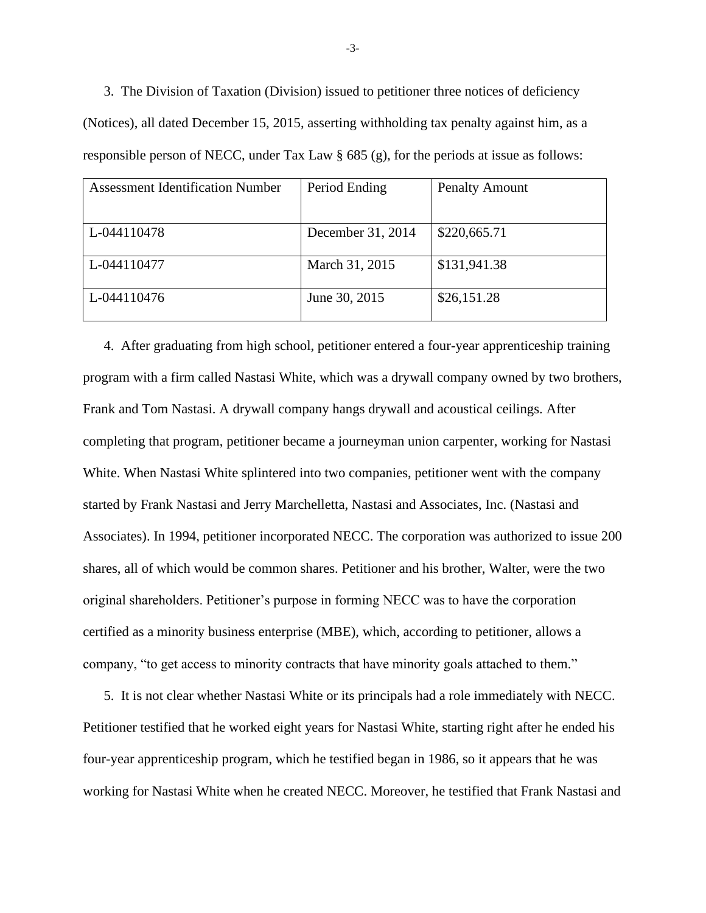3. The Division of Taxation (Division) issued to petitioner three notices of deficiency (Notices), all dated December 15, 2015, asserting withholding tax penalty against him, as a responsible person of NECC, under Tax Law § 685 (g), for the periods at issue as follows:

| Assessment Identification Number | Period Ending | Penalty Amount |
|---|---|---|
| L-044110478 | December 31, 2014 | $220,665.71 |
| L-044110477 | March 31, 2015 | $131,941.38 |
| L-044110476 | June 30, 2015 | $26,151.28 |

4. After graduating from high school, petitioner entered a four-year apprenticeship training program with a firm called Nastasi White, which was a drywall company owned by two brothers, Frank and Tom Nastasi. A drywall company hangs drywall and acoustical ceilings. After completing that program, petitioner became a journeyman union carpenter, working for Nastasi White. When Nastasi White splintered into two companies, petitioner went with the company started by Frank Nastasi and Jerry Marchelletta, Nastasi and Associates, Inc. (Nastasi and Associates). In 1994, petitioner incorporated NECC. The corporation was authorized to issue 200 shares, all of which would be common shares. Petitioner and his brother, Walter, were the two original shareholders. Petitioner's purpose in forming NECC was to have the corporation certified as a minority business enterprise (MBE), which, according to petitioner, allows a company, "to get access to minority contracts that have minority goals attached to them."

5. It is not clear whether Nastasi White or its principals had a role immediately with NECC. Petitioner testified that he worked eight years for Nastasi White, starting right after he ended his four-year apprenticeship program, which he testified began in 1986, so it appears that he was working for Nastasi White when he created NECC. Moreover, he testified that Frank Nastasi and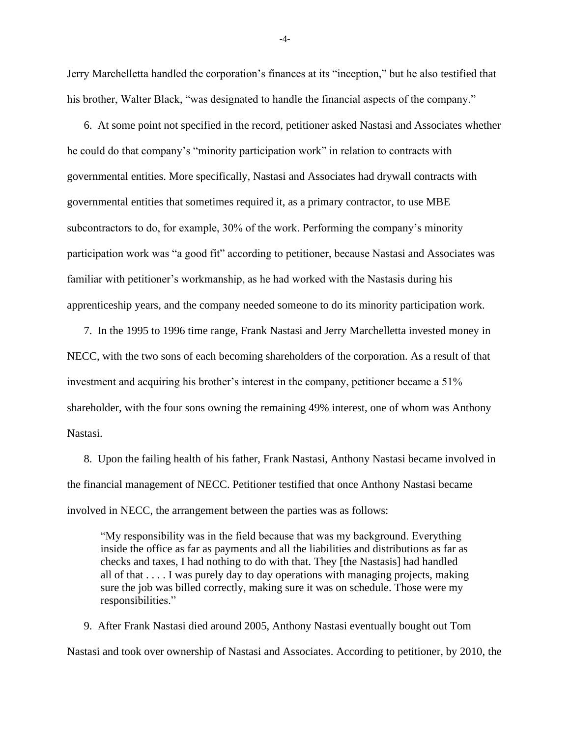Jerry Marchelletta handled the corporation's finances at its "inception," but he also testified that his brother, Walter Black, "was designated to handle the financial aspects of the company."

6. At some point not specified in the record, petitioner asked Nastasi and Associates whether he could do that company's "minority participation work" in relation to contracts with governmental entities. More specifically, Nastasi and Associates had drywall contracts with governmental entities that sometimes required it, as a primary contractor, to use MBE subcontractors to do, for example, 30% of the work. Performing the company's minority participation work was "a good fit" according to petitioner, because Nastasi and Associates was familiar with petitioner's workmanship, as he had worked with the Nastasis during his apprenticeship years, and the company needed someone to do its minority participation work.

7. In the 1995 to 1996 time range, Frank Nastasi and Jerry Marchelletta invested money in NECC, with the two sons of each becoming shareholders of the corporation. As a result of that investment and acquiring his brother's interest in the company, petitioner became a 51% shareholder, with the four sons owning the remaining 49% interest, one of whom was Anthony Nastasi.

8. Upon the failing health of his father, Frank Nastasi, Anthony Nastasi became involved in the financial management of NECC. Petitioner testified that once Anthony Nastasi became involved in NECC, the arrangement between the parties was as follows:

> "My responsibility was in the field because that was my background. Everything inside the office as far as payments and all the liabilities and distributions as far as checks and taxes, I had nothing to do with that. They [the Nastasis] had handled all of that . . . . I was purely day to day operations with managing projects, making sure the job was billed correctly, making sure it was on schedule. Those were my responsibilities."

9. After Frank Nastasi died around 2005, Anthony Nastasi eventually bought out Tom Nastasi and took over ownership of Nastasi and Associates. According to petitioner, by 2010, the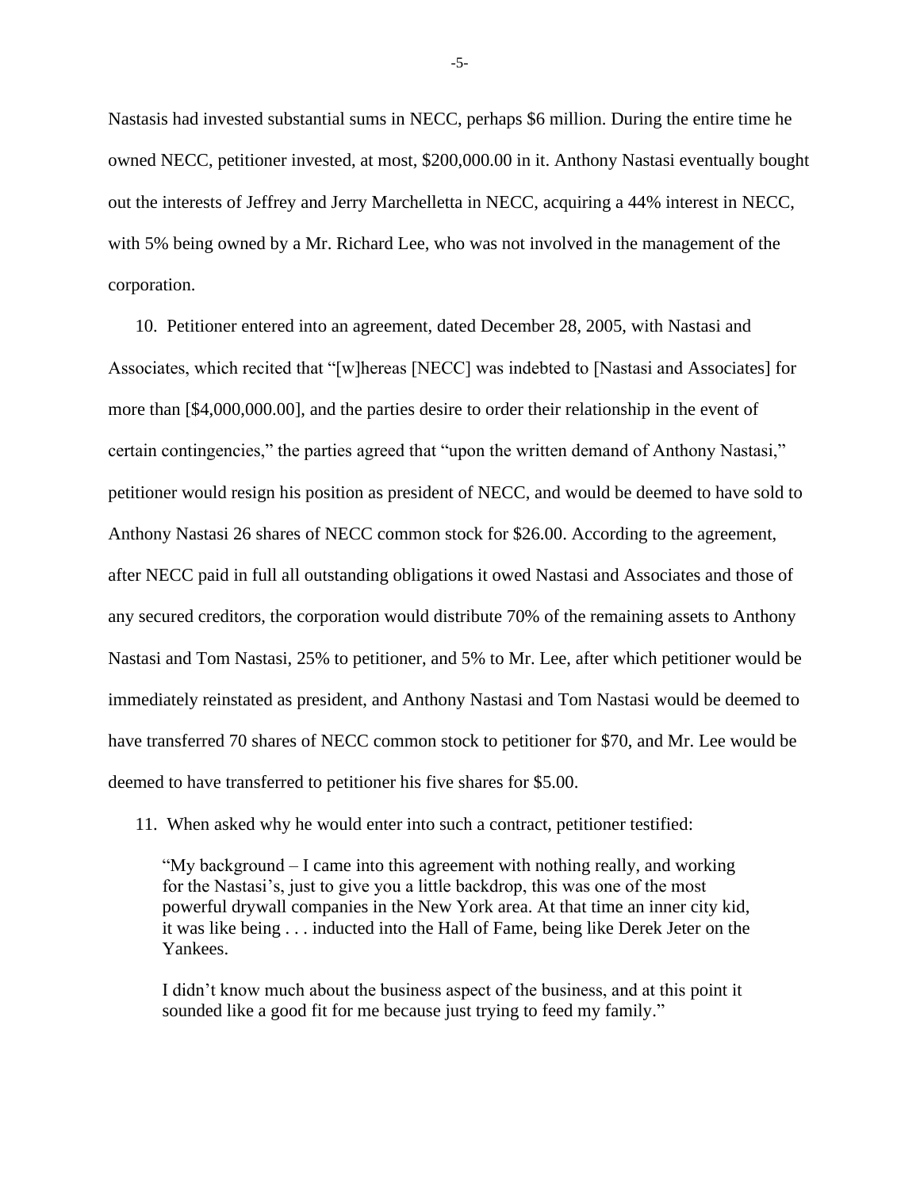Nastasis had invested substantial sums in NECC, perhaps $6 million. During the entire time he owned NECC, petitioner invested, at most, $200,000.00 in it. Anthony Nastasi eventually bought out the interests of Jeffrey and Jerry Marchelletta in NECC, acquiring a 44% interest in NECC, with 5% being owned by a Mr. Richard Lee, who was not involved in the management of the corporation.

10. Petitioner entered into an agreement, dated December 28, 2005, with Nastasi and Associates, which recited that "[w]hereas [NECC] was indebted to [Nastasi and Associates] for more than [$4,000,000.00], and the parties desire to order their relationship in the event of certain contingencies," the parties agreed that "upon the written demand of Anthony Nastasi," petitioner would resign his position as president of NECC, and would be deemed to have sold to Anthony Nastasi 26 shares of NECC common stock for $26.00. According to the agreement, after NECC paid in full all outstanding obligations it owed Nastasi and Associates and those of any secured creditors, the corporation would distribute 70% of the remaining assets to Anthony Nastasi and Tom Nastasi, 25% to petitioner, and 5% to Mr. Lee, after which petitioner would be immediately reinstated as president, and Anthony Nastasi and Tom Nastasi would be deemed to have transferred 70 shares of NECC common stock to petitioner for $70, and Mr. Lee would be deemed to have transferred to petitioner his five shares for $5.00.

11. When asked why he would enter into such a contract, petitioner testified:

> "My background – I came into this agreement with nothing really, and working for the Nastasi's, just to give you a little backdrop, this was one of the most powerful drywall companies in the New York area. At that time an inner city kid, it was like being . . . inducted into the Hall of Fame, being like Derek Jeter on the Yankees.
>
> I didn't know much about the business aspect of the business, and at this point it sounded like a good fit for me because just trying to feed my family."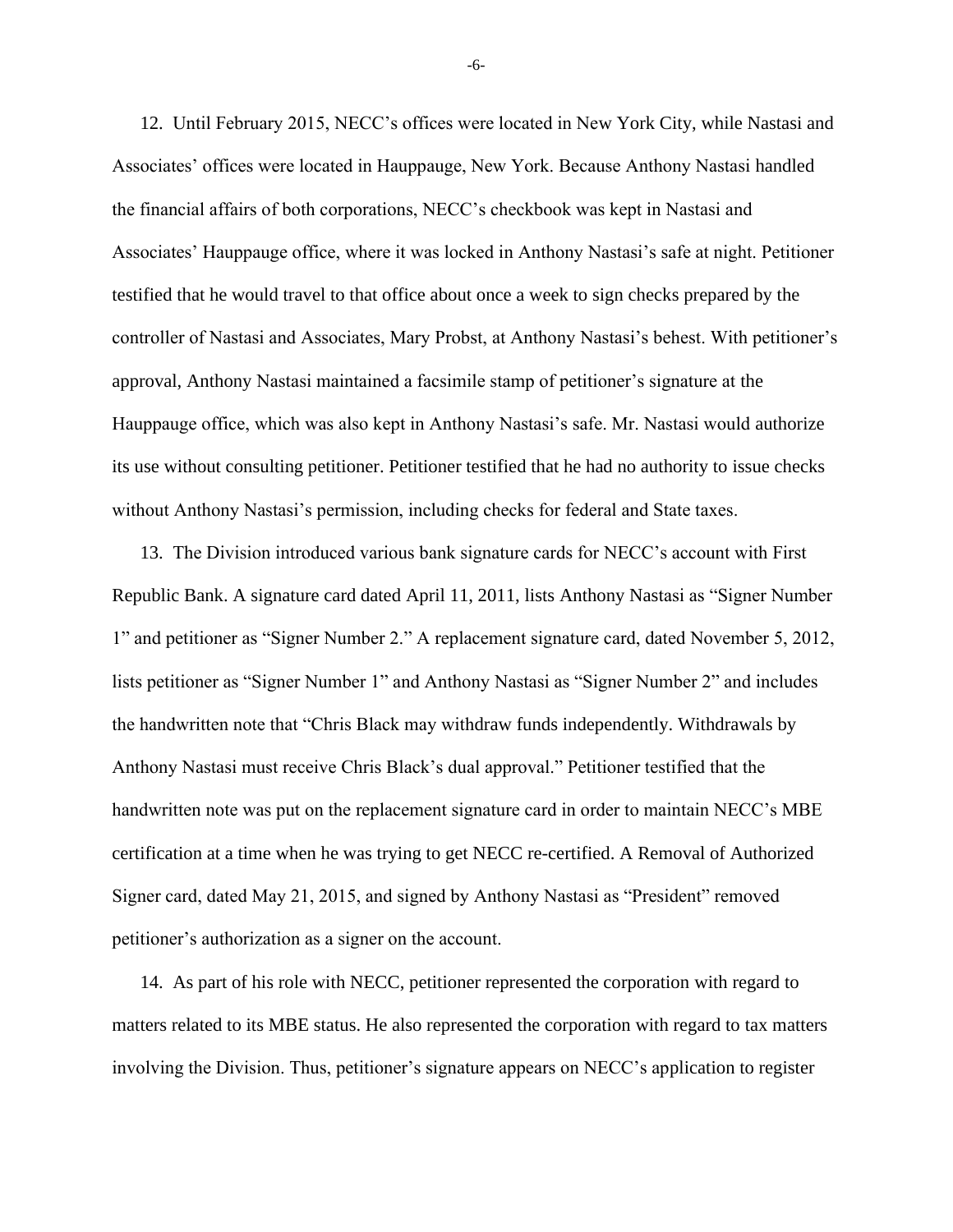12. Until February 2015, NECC's offices were located in New York City, while Nastasi and Associates' offices were located in Hauppauge, New York. Because Anthony Nastasi handled the financial affairs of both corporations, NECC's checkbook was kept in Nastasi and Associates' Hauppauge office, where it was locked in Anthony Nastasi's safe at night. Petitioner testified that he would travel to that office about once a week to sign checks prepared by the controller of Nastasi and Associates, Mary Probst, at Anthony Nastasi's behest. With petitioner's approval, Anthony Nastasi maintained a facsimile stamp of petitioner's signature at the Hauppauge office, which was also kept in Anthony Nastasi's safe. Mr. Nastasi would authorize its use without consulting petitioner. Petitioner testified that he had no authority to issue checks without Anthony Nastasi's permission, including checks for federal and State taxes.

13. The Division introduced various bank signature cards for NECC's account with First Republic Bank. A signature card dated April 11, 2011, lists Anthony Nastasi as "Signer Number 1" and petitioner as "Signer Number 2." A replacement signature card, dated November 5, 2012, lists petitioner as "Signer Number 1" and Anthony Nastasi as "Signer Number 2" and includes the handwritten note that "Chris Black may withdraw funds independently. Withdrawals by Anthony Nastasi must receive Chris Black's dual approval." Petitioner testified that the handwritten note was put on the replacement signature card in order to maintain NECC's MBE certification at a time when he was trying to get NECC re-certified. A Removal of Authorized Signer card, dated May 21, 2015, and signed by Anthony Nastasi as "President" removed petitioner's authorization as a signer on the account.

14. As part of his role with NECC, petitioner represented the corporation with regard to matters related to its MBE status. He also represented the corporation with regard to tax matters involving the Division. Thus, petitioner's signature appears on NECC's application to register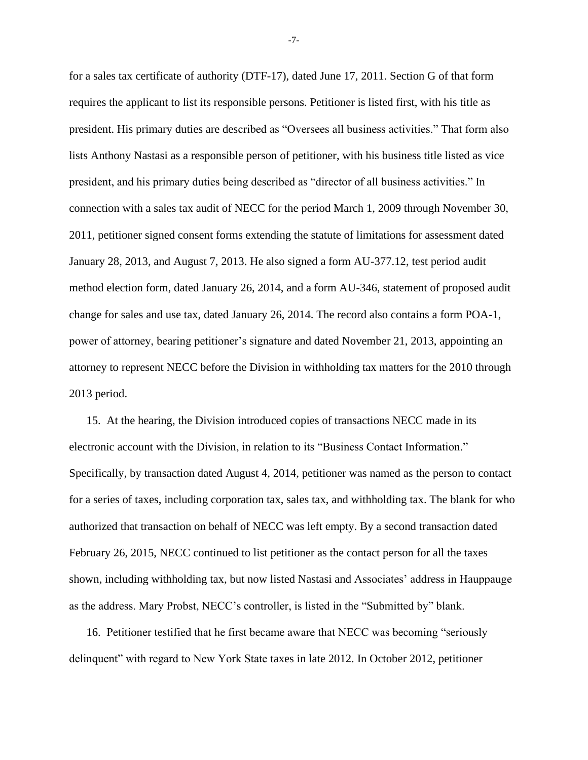for a sales tax certificate of authority (DTF-17), dated June 17, 2011. Section G of that form requires the applicant to list its responsible persons. Petitioner is listed first, with his title as president. His primary duties are described as "Oversees all business activities." That form also lists Anthony Nastasi as a responsible person of petitioner, with his business title listed as vice president, and his primary duties being described as "director of all business activities." In connection with a sales tax audit of NECC for the period March 1, 2009 through November 30, 2011, petitioner signed consent forms extending the statute of limitations for assessment dated January 28, 2013, and August 7, 2013. He also signed a form AU-377.12, test period audit method election form, dated January 26, 2014, and a form AU-346, statement of proposed audit change for sales and use tax, dated January 26, 2014. The record also contains a form POA-1, power of attorney, bearing petitioner's signature and dated November 21, 2013, appointing an attorney to represent NECC before the Division in withholding tax matters for the 2010 through 2013 period.

15. At the hearing, the Division introduced copies of transactions NECC made in its electronic account with the Division, in relation to its "Business Contact Information." Specifically, by transaction dated August 4, 2014, petitioner was named as the person to contact for a series of taxes, including corporation tax, sales tax, and withholding tax. The blank for who authorized that transaction on behalf of NECC was left empty. By a second transaction dated February 26, 2015, NECC continued to list petitioner as the contact person for all the taxes shown, including withholding tax, but now listed Nastasi and Associates' address in Hauppauge as the address. Mary Probst, NECC's controller, is listed in the "Submitted by" blank.

16. Petitioner testified that he first became aware that NECC was becoming "seriously delinquent" with regard to New York State taxes in late 2012. In October 2012, petitioner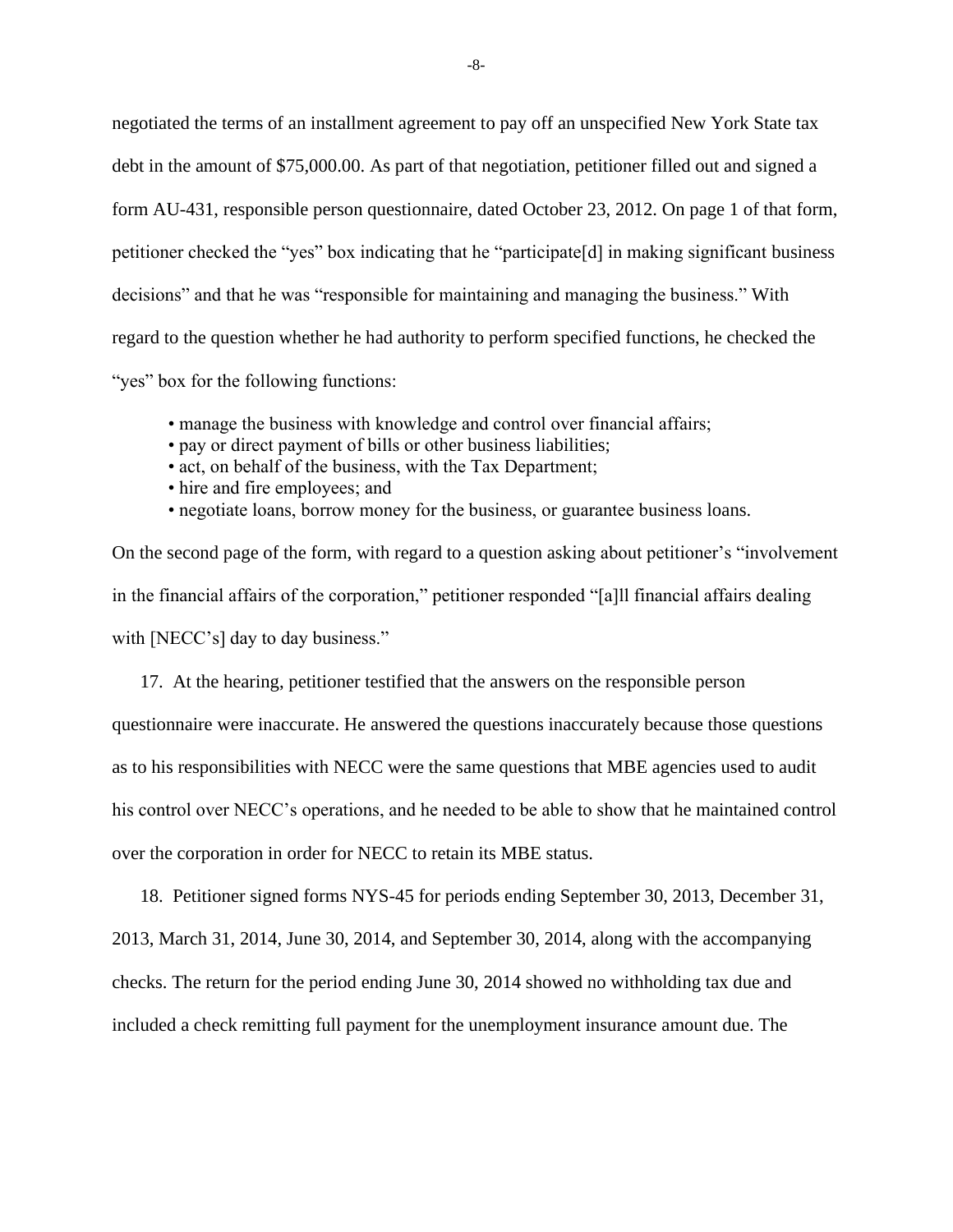negotiated the terms of an installment agreement to pay off an unspecified New York State tax debt in the amount of $75,000.00. As part of that negotiation, petitioner filled out and signed a form AU-431, responsible person questionnaire, dated October 23, 2012. On page 1 of that form, petitioner checked the "yes" box indicating that he "participate[d] in making significant business decisions" and that he was "responsible for maintaining and managing the business." With regard to the question whether he had authority to perform specified functions, he checked the "yes" box for the following functions:

- manage the business with knowledge and control over financial affairs;
- pay or direct payment of bills or other business liabilities;
- act, on behalf of the business, with the Tax Department;
- hire and fire employees; and
- negotiate loans, borrow money for the business, or guarantee business loans.

On the second page of the form, with regard to a question asking about petitioner's "involvement in the financial affairs of the corporation," petitioner responded "[a]ll financial affairs dealing with [NECC's] day to day business."

17. At the hearing, petitioner testified that the answers on the responsible person questionnaire were inaccurate. He answered the questions inaccurately because those questions as to his responsibilities with NECC were the same questions that MBE agencies used to audit his control over NECC's operations, and he needed to be able to show that he maintained control over the corporation in order for NECC to retain its MBE status.

18. Petitioner signed forms NYS-45 for periods ending September 30, 2013, December 31, 2013, March 31, 2014, June 30, 2014, and September 30, 2014, along with the accompanying checks. The return for the period ending June 30, 2014 showed no withholding tax due and included a check remitting full payment for the unemployment insurance amount due. The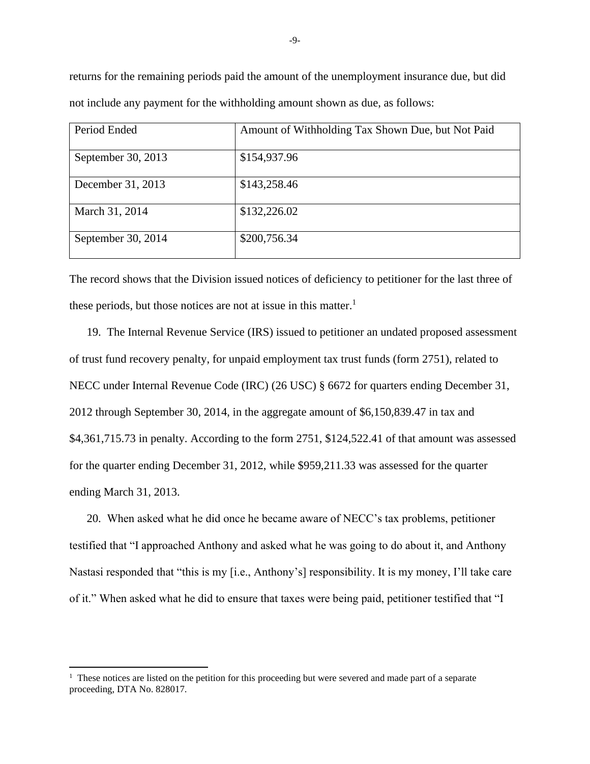returns for the remaining periods paid the amount of the unemployment insurance due, but did not include any payment for the withholding amount shown as due, as follows:

| Period Ended | Amount of Withholding Tax Shown Due, but Not Paid |
|---|---|
| September 30, 2013 | $154,937.96 |
| December 31, 2013 | $143,258.46 |
| March 31, 2014 | $132,226.02 |
| September 30, 2014 | $200,756.34 |

The record shows that the Division issued notices of deficiency to petitioner for the last three of these periods, but those notices are not at issue in this matter.[1]

19. The Internal Revenue Service (IRS) issued to petitioner an undated proposed assessment of trust fund recovery penalty, for unpaid employment tax trust funds (form 2751), related to NECC under Internal Revenue Code (IRC) (26 USC) § 6672 for quarters ending December 31, 2012 through September 30, 2014, in the aggregate amount of $6,150,839.47 in tax and $4,361,715.73 in penalty. According to the form 2751, $124,522.41 of that amount was assessed for the quarter ending December 31, 2012, while $959,211.33 was assessed for the quarter ending March 31, 2013.

20. When asked what he did once he became aware of NECC's tax problems, petitioner testified that "I approached Anthony and asked what he was going to do about it, and Anthony Nastasi responded that "this is my [i.e., Anthony's] responsibility. It is my money, I'll take care of it." When asked what he did to ensure that taxes were being paid, petitioner testified that "I

[1] These notices are listed on the petition for this proceeding but were severed and made part of a separate proceeding, DTA No. 828017.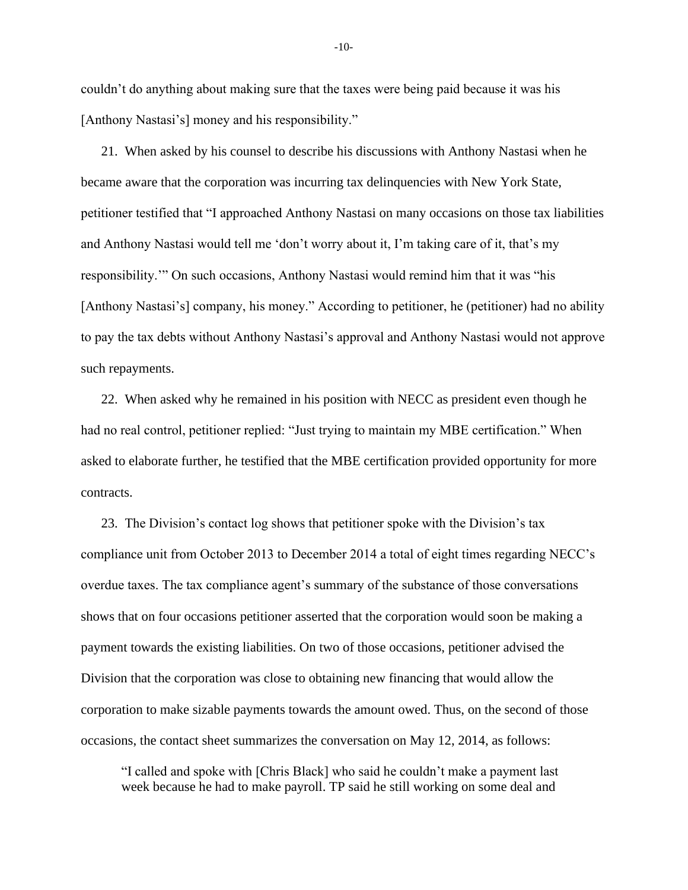couldn't do anything about making sure that the taxes were being paid because it was his [Anthony Nastasi's] money and his responsibility."

21. When asked by his counsel to describe his discussions with Anthony Nastasi when he became aware that the corporation was incurring tax delinquencies with New York State, petitioner testified that "I approached Anthony Nastasi on many occasions on those tax liabilities and Anthony Nastasi would tell me 'don't worry about it, I'm taking care of it, that's my responsibility.'" On such occasions, Anthony Nastasi would remind him that it was "his [Anthony Nastasi's] company, his money." According to petitioner, he (petitioner) had no ability to pay the tax debts without Anthony Nastasi's approval and Anthony Nastasi would not approve such repayments.

22. When asked why he remained in his position with NECC as president even though he had no real control, petitioner replied: "Just trying to maintain my MBE certification." When asked to elaborate further, he testified that the MBE certification provided opportunity for more contracts.

23. The Division's contact log shows that petitioner spoke with the Division's tax compliance unit from October 2013 to December 2014 a total of eight times regarding NECC's overdue taxes. The tax compliance agent's summary of the substance of those conversations shows that on four occasions petitioner asserted that the corporation would soon be making a payment towards the existing liabilities. On two of those occasions, petitioner advised the Division that the corporation was close to obtaining new financing that would allow the corporation to make sizable payments towards the amount owed. Thus, on the second of those occasions, the contact sheet summarizes the conversation on May 12, 2014, as follows:

> "I called and spoke with [Chris Black] who said he couldn't make a payment last week because he had to make payroll. TP said he still working on some deal and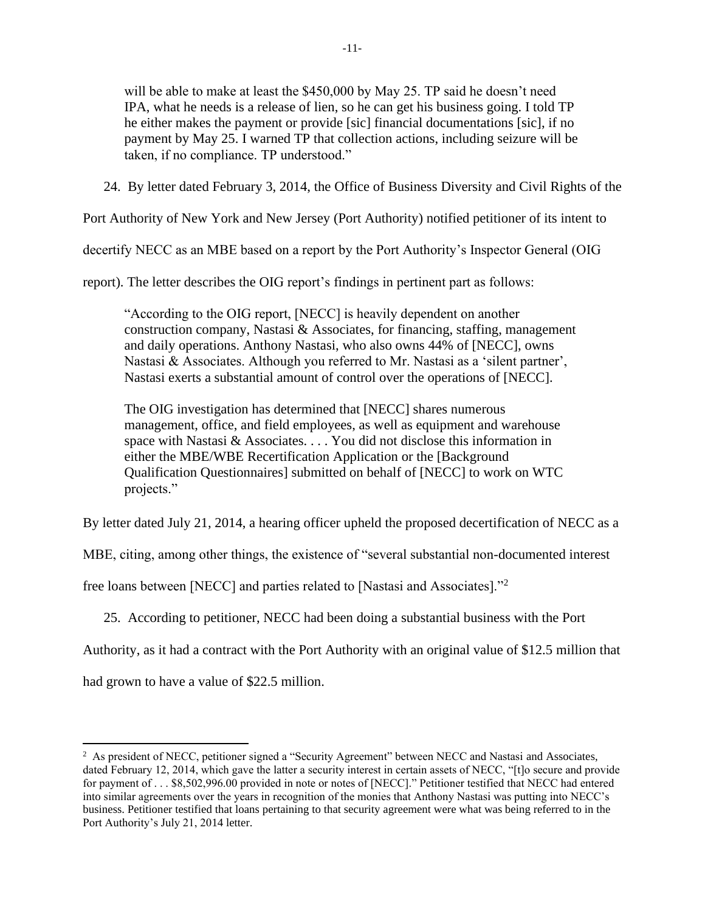> will be able to make at least the $450,000 by May 25. TP said he doesn't need IPA, what he needs is a release of lien, so he can get his business going. I told TP he either makes the payment or provide [sic] financial documentations [sic], if no payment by May 25. I warned TP that collection actions, including seizure will be taken, if no compliance. TP understood."

24. By letter dated February 3, 2014, the Office of Business Diversity and Civil Rights of the Port Authority of New York and New Jersey (Port Authority) notified petitioner of its intent to decertify NECC as an MBE based on a report by the Port Authority's Inspector General (OIG report). The letter describes the OIG report's findings in pertinent part as follows:

> "According to the OIG report, [NECC] is heavily dependent on another construction company, Nastasi & Associates, for financing, staffing, management and daily operations. Anthony Nastasi, who also owns 44% of [NECC], owns Nastasi & Associates. Although you referred to Mr. Nastasi as a 'silent partner', Nastasi exerts a substantial amount of control over the operations of [NECC].
>
> The OIG investigation has determined that [NECC] shares numerous management, office, and field employees, as well as equipment and warehouse space with Nastasi & Associates. . . . You did not disclose this information in either the MBE/WBE Recertification Application or the [Background Qualification Questionnaires] submitted on behalf of [NECC] to work on WTC projects."

By letter dated July 21, 2014, a hearing officer upheld the proposed decertification of NECC as a MBE, citing, among other things, the existence of "several substantial non-documented interest free loans between [NECC] and parties related to [Nastasi and Associates]."[2]

25. According to petitioner, NECC had been doing a substantial business with the Port Authority, as it had a contract with the Port Authority with an original value of $12.5 million that had grown to have a value of $22.5 million.

---

[2] As president of NECC, petitioner signed a "Security Agreement" between NECC and Nastasi and Associates, dated February 12, 2014, which gave the latter a security interest in certain assets of NECC, "[t]o secure and provide for payment of . . . $8,502,996.00 provided in note or notes of [NECC]." Petitioner testified that NECC had entered into similar agreements over the years in recognition of the monies that Anthony Nastasi was putting into NECC's business. Petitioner testified that loans pertaining to that security agreement were what was being referred to in the Port Authority's July 21, 2014 letter.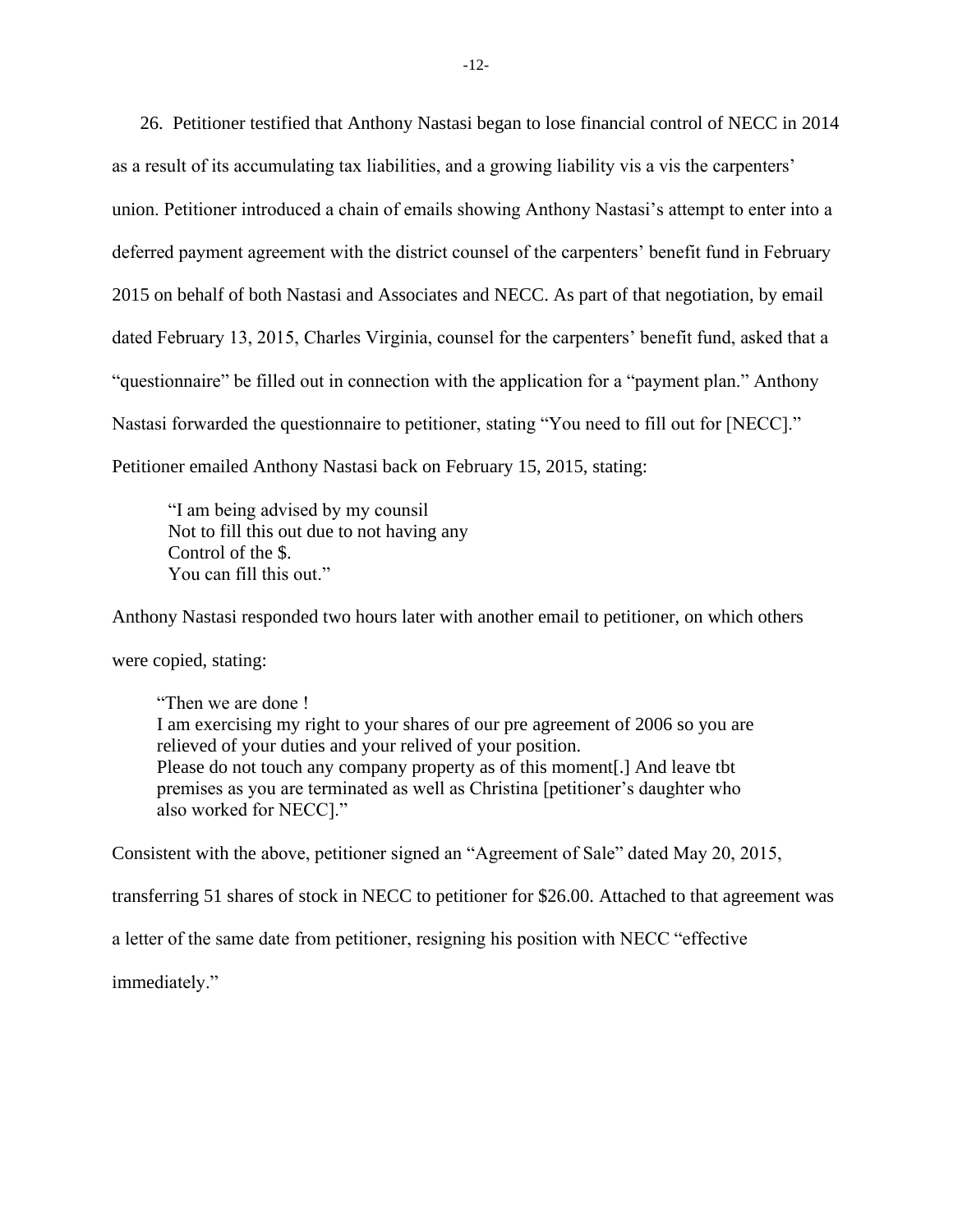26. Petitioner testified that Anthony Nastasi began to lose financial control of NECC in 2014 as a result of its accumulating tax liabilities, and a growing liability vis a vis the carpenters' union. Petitioner introduced a chain of emails showing Anthony Nastasi's attempt to enter into a deferred payment agreement with the district counsel of the carpenters' benefit fund in February 2015 on behalf of both Nastasi and Associates and NECC. As part of that negotiation, by email dated February 13, 2015, Charles Virginia, counsel for the carpenters' benefit fund, asked that a "questionnaire" be filled out in connection with the application for a "payment plan." Anthony Nastasi forwarded the questionnaire to petitioner, stating "You need to fill out for [NECC]." Petitioner emailed Anthony Nastasi back on February 15, 2015, stating:

> "I am being advised by my counsil
> Not to fill this out due to not having any
> Control of the $.
> You can fill this out."

Anthony Nastasi responded two hours later with another email to petitioner, on which others were copied, stating:

> "Then we are done !
> I am exercising my right to your shares of our pre agreement of 2006 so you are relieved of your duties and your relived of your position.
> Please do not touch any company property as of this moment[.] And leave tbt premises as you are terminated as well as Christina [petitioner's daughter who also worked for NECC]."

Consistent with the above, petitioner signed an "Agreement of Sale" dated May 20, 2015, transferring 51 shares of stock in NECC to petitioner for $26.00. Attached to that agreement was a letter of the same date from petitioner, resigning his position with NECC "effective immediately."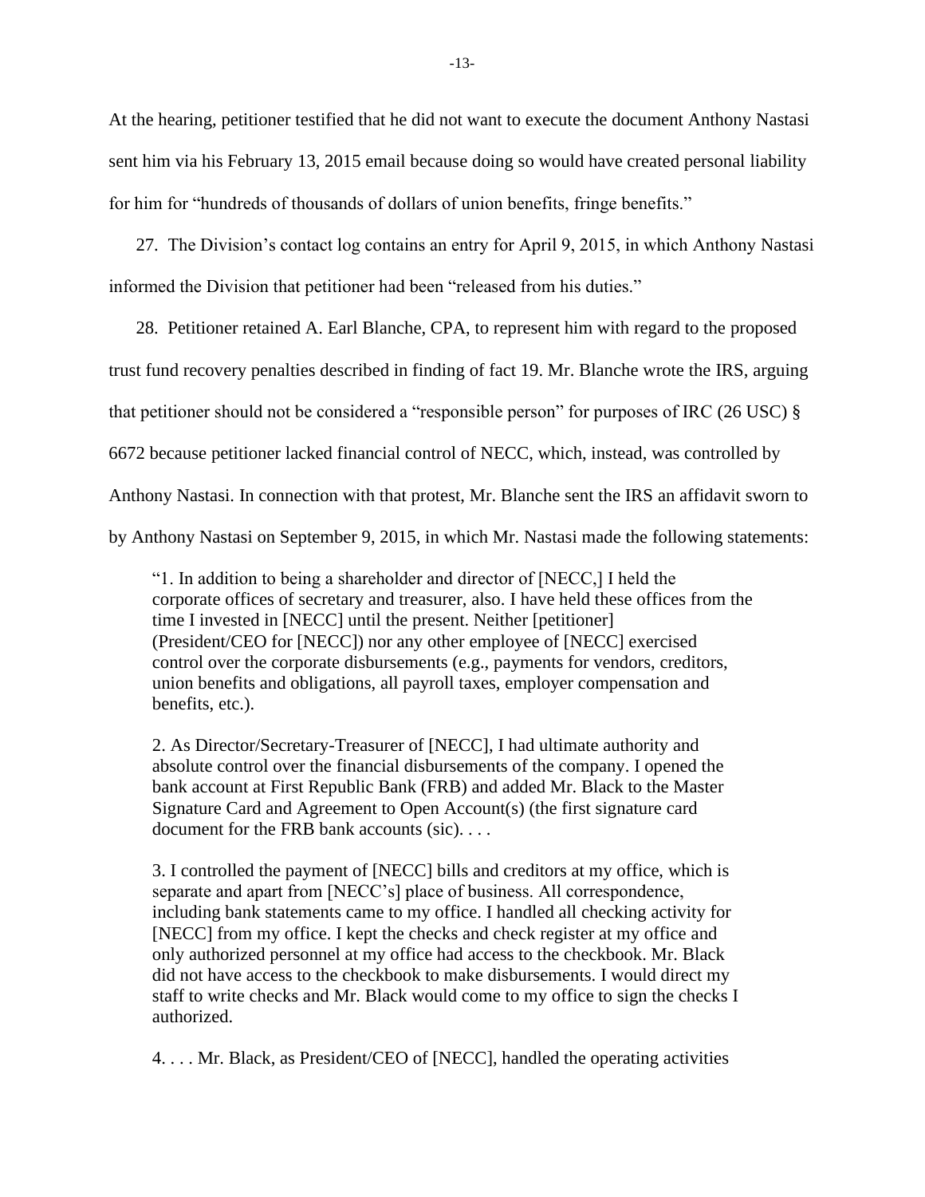At the hearing, petitioner testified that he did not want to execute the document Anthony Nastasi sent him via his February 13, 2015 email because doing so would have created personal liability for him for "hundreds of thousands of dollars of union benefits, fringe benefits."

27. The Division's contact log contains an entry for April 9, 2015, in which Anthony Nastasi informed the Division that petitioner had been "released from his duties."

28. Petitioner retained A. Earl Blanche, CPA, to represent him with regard to the proposed trust fund recovery penalties described in finding of fact 19. Mr. Blanche wrote the IRS, arguing that petitioner should not be considered a "responsible person" for purposes of IRC (26 USC) § 6672 because petitioner lacked financial control of NECC, which, instead, was controlled by Anthony Nastasi. In connection with that protest, Mr. Blanche sent the IRS an affidavit sworn to by Anthony Nastasi on September 9, 2015, in which Mr. Nastasi made the following statements:

> "1. In addition to being a shareholder and director of [NECC,] I held the corporate offices of secretary and treasurer, also. I have held these offices from the time I invested in [NECC] until the present. Neither [petitioner] (President/CEO for [NECC]) nor any other employee of [NECC] exercised control over the corporate disbursements (e.g., payments for vendors, creditors, union benefits and obligations, all payroll taxes, employer compensation and benefits, etc.).
>
> 2. As Director/Secretary-Treasurer of [NECC], I had ultimate authority and absolute control over the financial disbursements of the company. I opened the bank account at First Republic Bank (FRB) and added Mr. Black to the Master Signature Card and Agreement to Open Account(s) (the first signature card document for the FRB bank accounts (sic). . . .
>
> 3. I controlled the payment of [NECC] bills and creditors at my office, which is separate and apart from [NECC's] place of business. All correspondence, including bank statements came to my office. I handled all checking activity for [NECC] from my office. I kept the checks and check register at my office and only authorized personnel at my office had access to the checkbook. Mr. Black did not have access to the checkbook to make disbursements. I would direct my staff to write checks and Mr. Black would come to my office to sign the checks I authorized.
>
> 4. . . . Mr. Black, as President/CEO of [NECC], handled the operating activities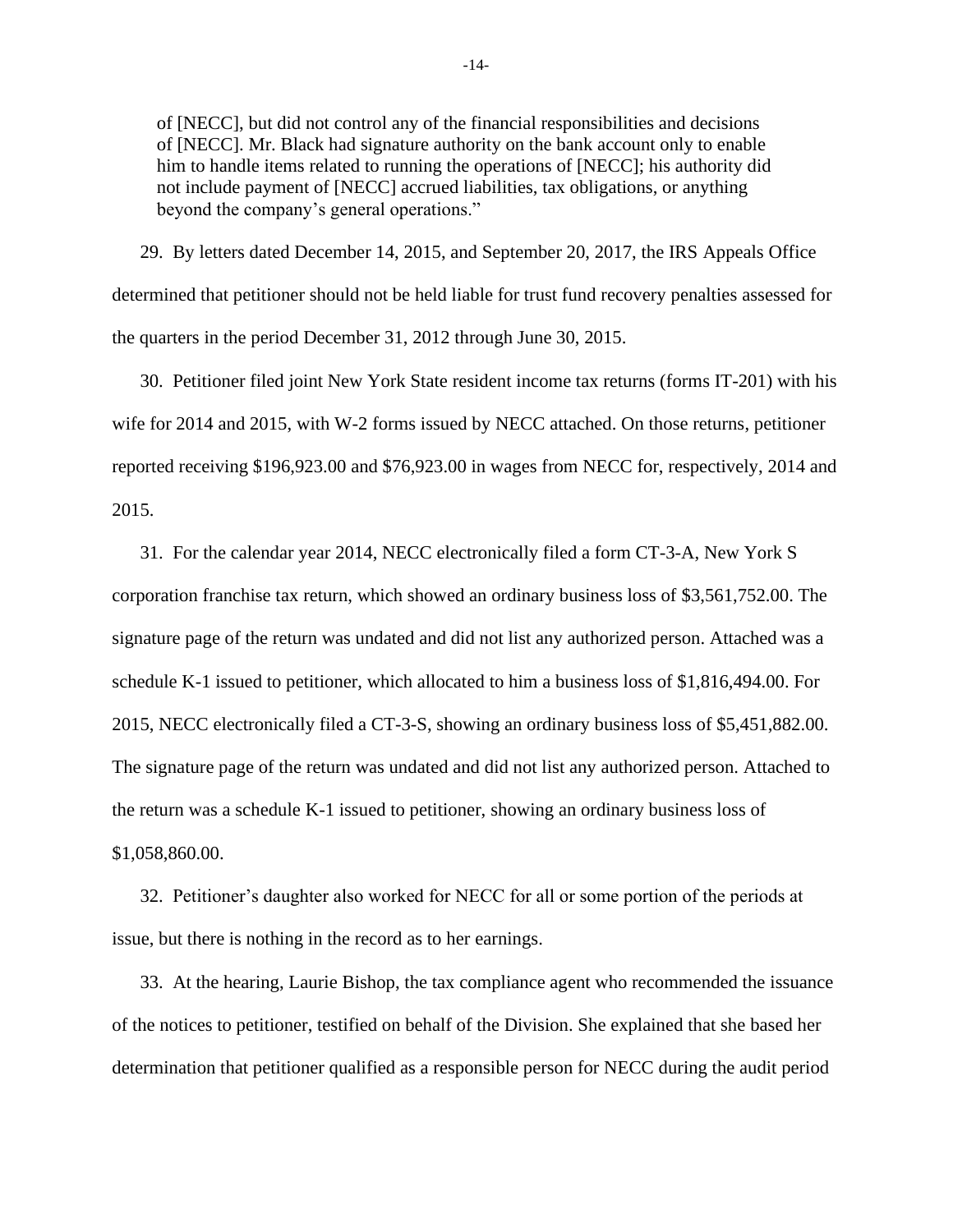of [NECC], but did not control any of the financial responsibilities and decisions of [NECC]. Mr. Black had signature authority on the bank account only to enable him to handle items related to running the operations of [NECC]; his authority did not include payment of [NECC] accrued liabilities, tax obligations, or anything beyond the company's general operations."

29. By letters dated December 14, 2015, and September 20, 2017, the IRS Appeals Office determined that petitioner should not be held liable for trust fund recovery penalties assessed for the quarters in the period December 31, 2012 through June 30, 2015.

30. Petitioner filed joint New York State resident income tax returns (forms IT-201) with his wife for 2014 and 2015, with W-2 forms issued by NECC attached. On those returns, petitioner reported receiving $196,923.00 and $76,923.00 in wages from NECC for, respectively, 2014 and 2015.

31. For the calendar year 2014, NECC electronically filed a form CT-3-A, New York S corporation franchise tax return, which showed an ordinary business loss of $3,561,752.00. The signature page of the return was undated and did not list any authorized person. Attached was a schedule K-1 issued to petitioner, which allocated to him a business loss of $1,816,494.00. For 2015, NECC electronically filed a CT-3-S, showing an ordinary business loss of $5,451,882.00. The signature page of the return was undated and did not list any authorized person. Attached to the return was a schedule K-1 issued to petitioner, showing an ordinary business loss of $1,058,860.00.

32. Petitioner's daughter also worked for NECC for all or some portion of the periods at issue, but there is nothing in the record as to her earnings.

33. At the hearing, Laurie Bishop, the tax compliance agent who recommended the issuance of the notices to petitioner, testified on behalf of the Division. She explained that she based her determination that petitioner qualified as a responsible person for NECC during the audit period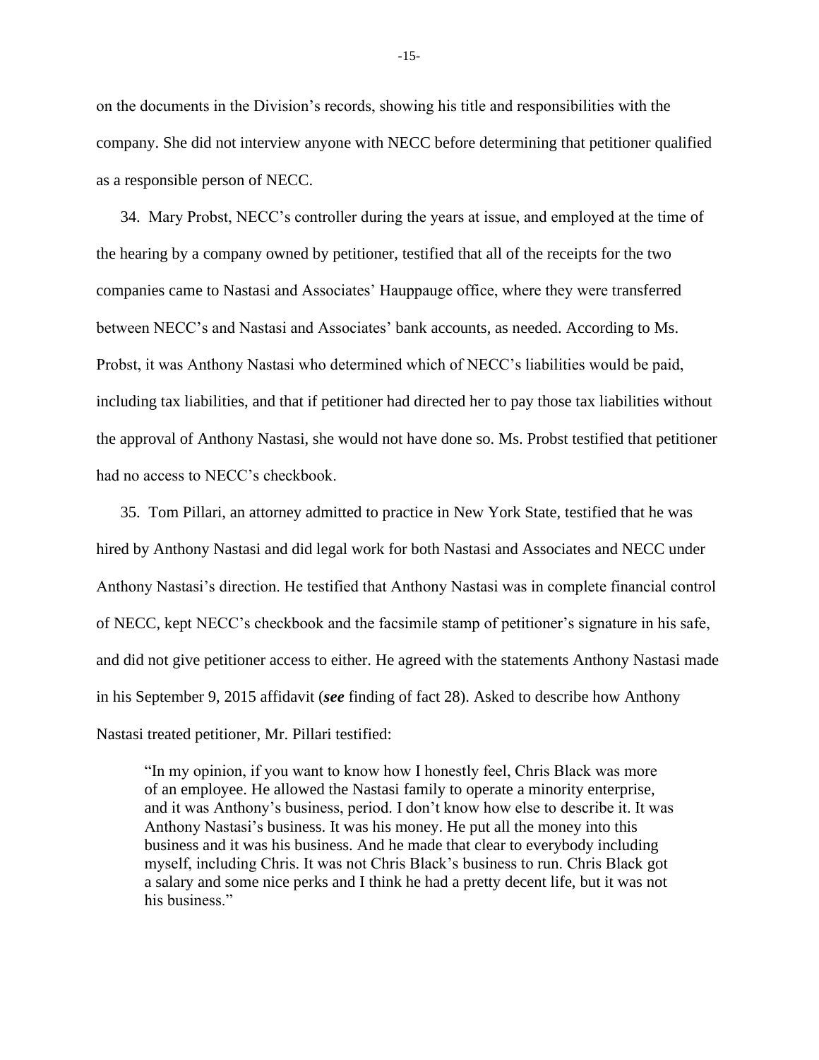on the documents in the Division's records, showing his title and responsibilities with the company. She did not interview anyone with NECC before determining that petitioner qualified as a responsible person of NECC.

34. Mary Probst, NECC's controller during the years at issue, and employed at the time of the hearing by a company owned by petitioner, testified that all of the receipts for the two companies came to Nastasi and Associates' Hauppauge office, where they were transferred between NECC's and Nastasi and Associates' bank accounts, as needed. According to Ms. Probst, it was Anthony Nastasi who determined which of NECC's liabilities would be paid, including tax liabilities, and that if petitioner had directed her to pay those tax liabilities without the approval of Anthony Nastasi, she would not have done so. Ms. Probst testified that petitioner had no access to NECC's checkbook.

35. Tom Pillari, an attorney admitted to practice in New York State, testified that he was hired by Anthony Nastasi and did legal work for both Nastasi and Associates and NECC under Anthony Nastasi's direction. He testified that Anthony Nastasi was in complete financial control of NECC, kept NECC's checkbook and the facsimile stamp of petitioner's signature in his safe, and did not give petitioner access to either. He agreed with the statements Anthony Nastasi made in his September 9, 2015 affidavit (***see*** finding of fact 28). Asked to describe how Anthony Nastasi treated petitioner, Mr. Pillari testified:

> "In my opinion, if you want to know how I honestly feel, Chris Black was more of an employee. He allowed the Nastasi family to operate a minority enterprise, and it was Anthony's business, period. I don't know how else to describe it. It was Anthony Nastasi's business. It was his money. He put all the money into this business and it was his business. And he made that clear to everybody including myself, including Chris. It was not Chris Black's business to run. Chris Black got a salary and some nice perks and I think he had a pretty decent life, but it was not his business."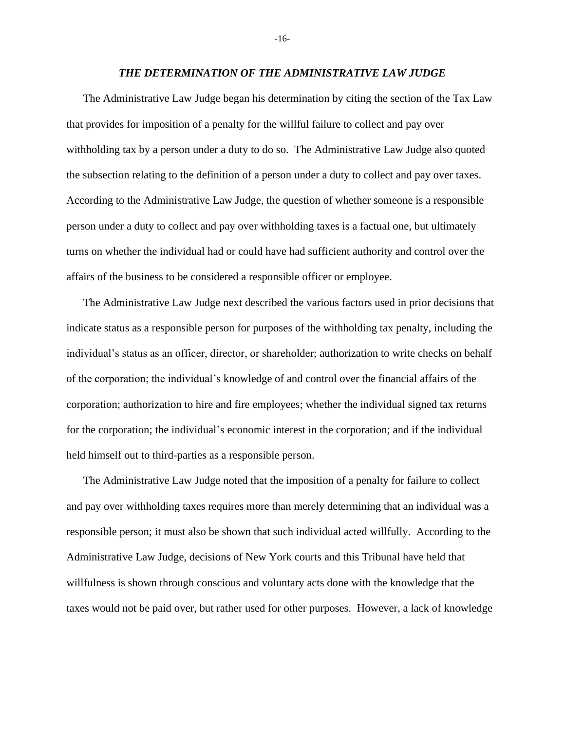### *THE DETERMINATION OF THE ADMINISTRATIVE LAW JUDGE*

The Administrative Law Judge began his determination by citing the section of the Tax Law that provides for imposition of a penalty for the willful failure to collect and pay over withholding tax by a person under a duty to do so. The Administrative Law Judge also quoted the subsection relating to the definition of a person under a duty to collect and pay over taxes. According to the Administrative Law Judge, the question of whether someone is a responsible person under a duty to collect and pay over withholding taxes is a factual one, but ultimately turns on whether the individual had or could have had sufficient authority and control over the affairs of the business to be considered a responsible officer or employee.

The Administrative Law Judge next described the various factors used in prior decisions that indicate status as a responsible person for purposes of the withholding tax penalty, including the individual's status as an officer, director, or shareholder; authorization to write checks on behalf of the corporation; the individual's knowledge of and control over the financial affairs of the corporation; authorization to hire and fire employees; whether the individual signed tax returns for the corporation; the individual's economic interest in the corporation; and if the individual held himself out to third-parties as a responsible person.

The Administrative Law Judge noted that the imposition of a penalty for failure to collect and pay over withholding taxes requires more than merely determining that an individual was a responsible person; it must also be shown that such individual acted willfully. According to the Administrative Law Judge, decisions of New York courts and this Tribunal have held that willfulness is shown through conscious and voluntary acts done with the knowledge that the taxes would not be paid over, but rather used for other purposes. However, a lack of knowledge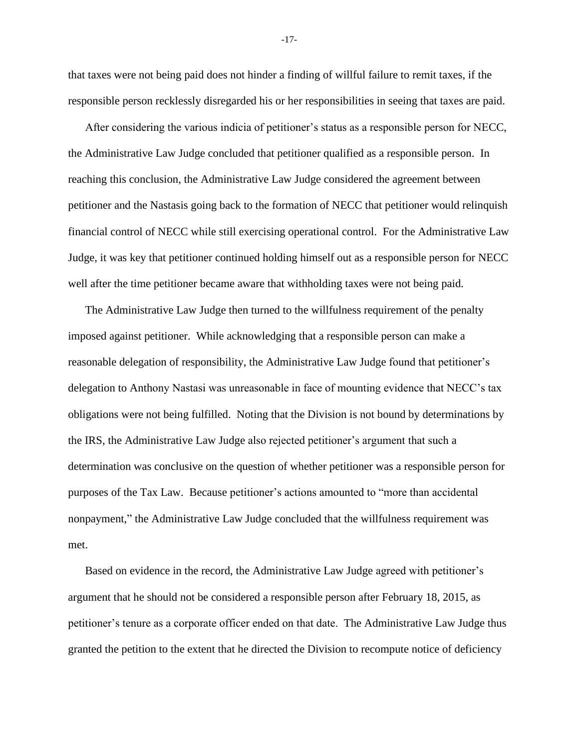that taxes were not being paid does not hinder a finding of willful failure to remit taxes, if the responsible person recklessly disregarded his or her responsibilities in seeing that taxes are paid.

After considering the various indicia of petitioner's status as a responsible person for NECC, the Administrative Law Judge concluded that petitioner qualified as a responsible person. In reaching this conclusion, the Administrative Law Judge considered the agreement between petitioner and the Nastasis going back to the formation of NECC that petitioner would relinquish financial control of NECC while still exercising operational control. For the Administrative Law Judge, it was key that petitioner continued holding himself out as a responsible person for NECC well after the time petitioner became aware that withholding taxes were not being paid.

The Administrative Law Judge then turned to the willfulness requirement of the penalty imposed against petitioner. While acknowledging that a responsible person can make a reasonable delegation of responsibility, the Administrative Law Judge found that petitioner's delegation to Anthony Nastasi was unreasonable in face of mounting evidence that NECC's tax obligations were not being fulfilled. Noting that the Division is not bound by determinations by the IRS, the Administrative Law Judge also rejected petitioner's argument that such a determination was conclusive on the question of whether petitioner was a responsible person for purposes of the Tax Law. Because petitioner's actions amounted to "more than accidental nonpayment," the Administrative Law Judge concluded that the willfulness requirement was met.

Based on evidence in the record, the Administrative Law Judge agreed with petitioner's argument that he should not be considered a responsible person after February 18, 2015, as petitioner's tenure as a corporate officer ended on that date. The Administrative Law Judge thus granted the petition to the extent that he directed the Division to recompute notice of deficiency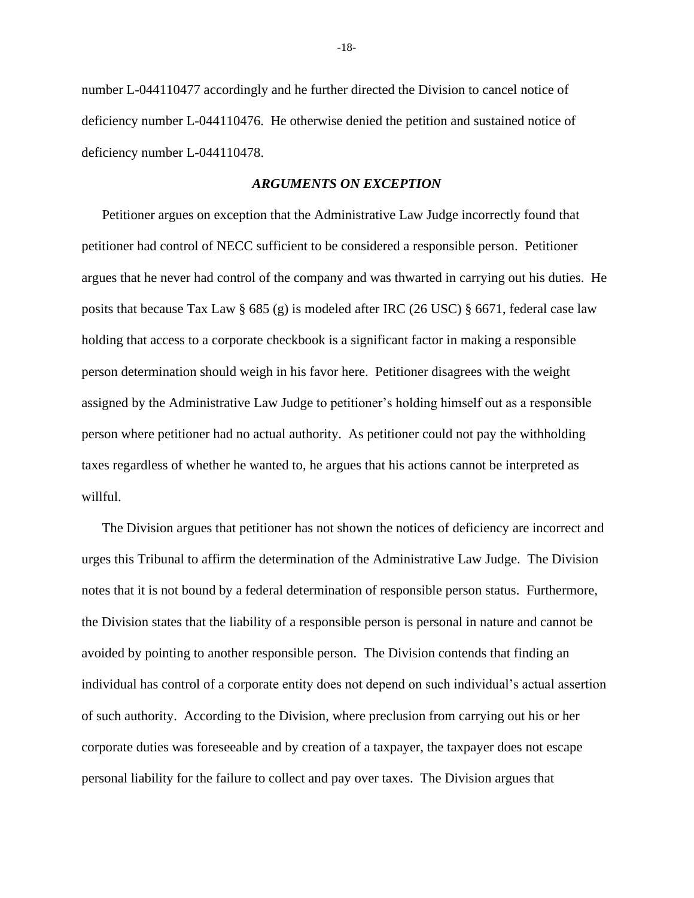number L-044110477 accordingly and he further directed the Division to cancel notice of deficiency number L-044110476. He otherwise denied the petition and sustained notice of deficiency number L-044110478.

### *ARGUMENTS ON EXCEPTION*

Petitioner argues on exception that the Administrative Law Judge incorrectly found that petitioner had control of NECC sufficient to be considered a responsible person. Petitioner argues that he never had control of the company and was thwarted in carrying out his duties. He posits that because Tax Law § 685 (g) is modeled after IRC (26 USC) § 6671, federal case law holding that access to a corporate checkbook is a significant factor in making a responsible person determination should weigh in his favor here. Petitioner disagrees with the weight assigned by the Administrative Law Judge to petitioner's holding himself out as a responsible person where petitioner had no actual authority. As petitioner could not pay the withholding taxes regardless of whether he wanted to, he argues that his actions cannot be interpreted as willful.

The Division argues that petitioner has not shown the notices of deficiency are incorrect and urges this Tribunal to affirm the determination of the Administrative Law Judge. The Division notes that it is not bound by a federal determination of responsible person status. Furthermore, the Division states that the liability of a responsible person is personal in nature and cannot be avoided by pointing to another responsible person. The Division contends that finding an individual has control of a corporate entity does not depend on such individual's actual assertion of such authority. According to the Division, where preclusion from carrying out his or her corporate duties was foreseeable and by creation of a taxpayer, the taxpayer does not escape personal liability for the failure to collect and pay over taxes. The Division argues that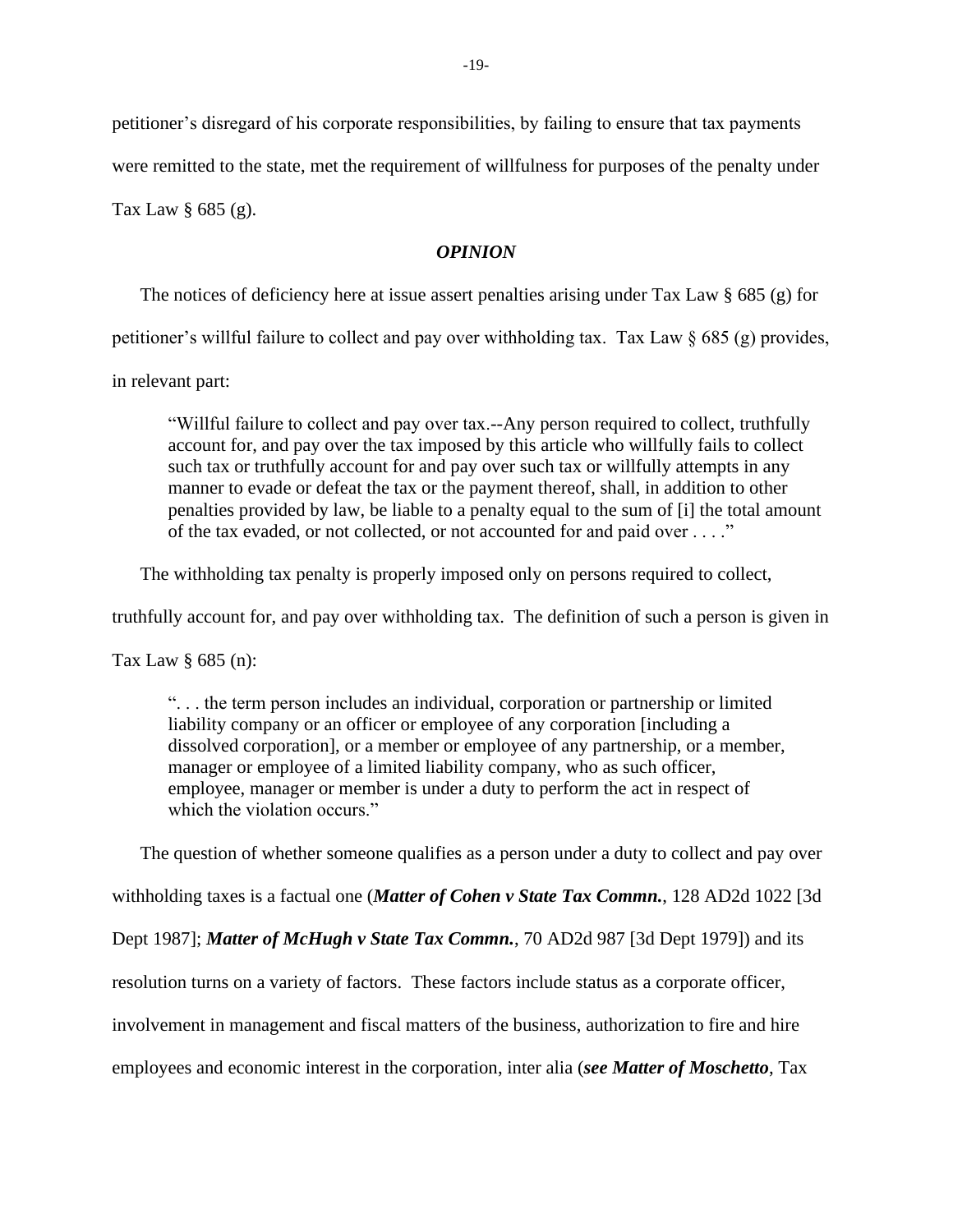petitioner's disregard of his corporate responsibilities, by failing to ensure that tax payments were remitted to the state, met the requirement of willfulness for purposes of the penalty under Tax Law § 685 (g).

### ***OPINION***

The notices of deficiency here at issue assert penalties arising under Tax Law § 685 (g) for petitioner's willful failure to collect and pay over withholding tax. Tax Law § 685 (g) provides, in relevant part:

> "Willful failure to collect and pay over tax.--Any person required to collect, truthfully account for, and pay over the tax imposed by this article who willfully fails to collect such tax or truthfully account for and pay over such tax or willfully attempts in any manner to evade or defeat the tax or the payment thereof, shall, in addition to other penalties provided by law, be liable to a penalty equal to the sum of [i] the total amount of the tax evaded, or not collected, or not accounted for and paid over . . . ."

The withholding tax penalty is properly imposed only on persons required to collect, truthfully account for, and pay over withholding tax. The definition of such a person is given in Tax Law § 685 (n):

> ". . . the term person includes an individual, corporation or partnership or limited liability company or an officer or employee of any corporation [including a dissolved corporation], or a member or employee of any partnership, or a member, manager or employee of a limited liability company, who as such officer, employee, manager or member is under a duty to perform the act in respect of which the violation occurs."

The question of whether someone qualifies as a person under a duty to collect and pay over withholding taxes is a factual one (***Matter of Cohen v State Tax Commn.***, 128 AD2d 1022 [3d Dept 1987]; ***Matter of McHugh v State Tax Commn.***, 70 AD2d 987 [3d Dept 1979]) and its resolution turns on a variety of factors. These factors include status as a corporate officer, involvement in management and fiscal matters of the business, authorization to fire and hire employees and economic interest in the corporation, inter alia (***see Matter of Moschetto***, Tax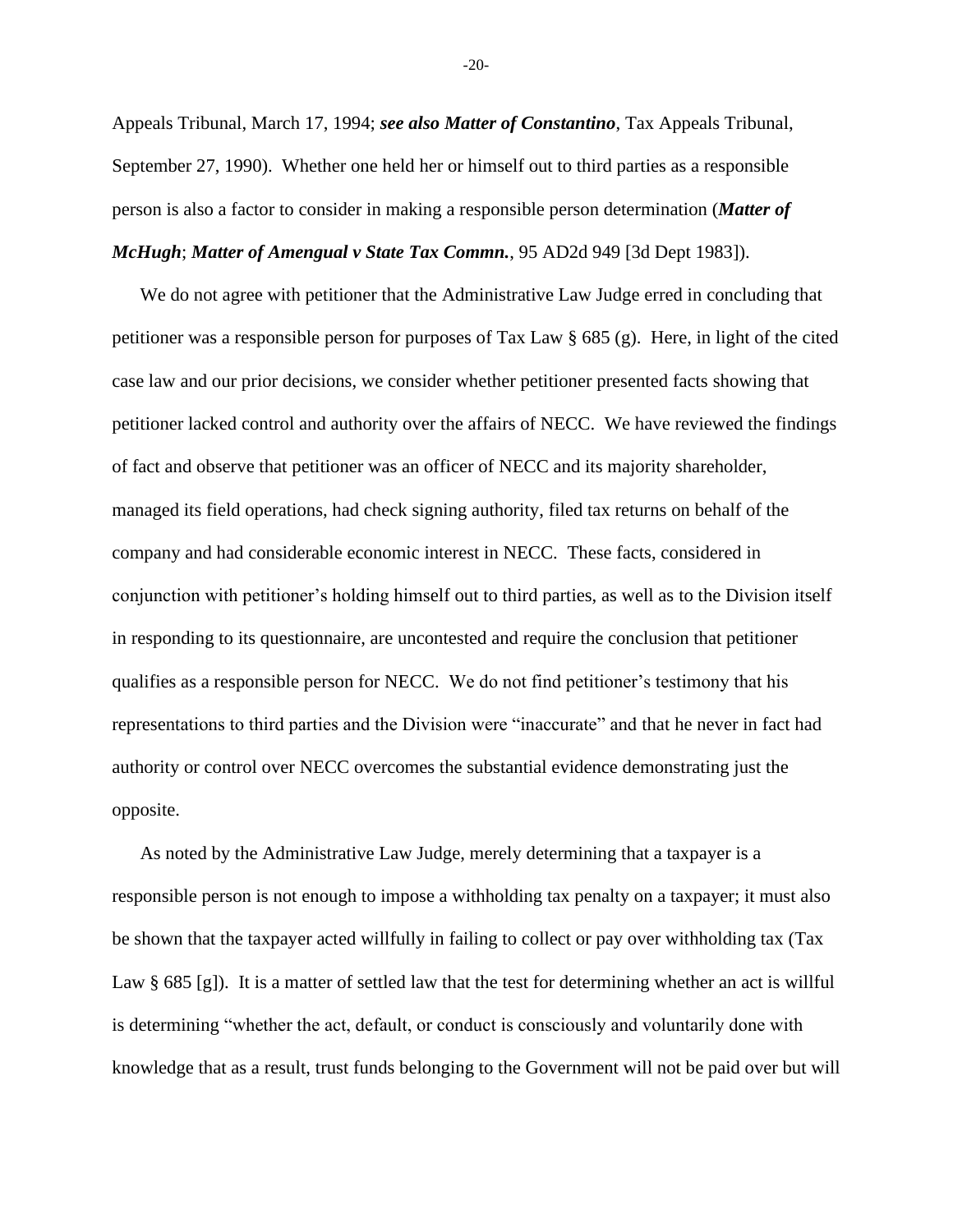Appeals Tribunal, March 17, 1994; ***see also Matter of Constantino***, Tax Appeals Tribunal, September 27, 1990). Whether one held her or himself out to third parties as a responsible person is also a factor to consider in making a responsible person determination (***Matter of McHugh***; ***Matter of Amengual v State Tax Commn.***, 95 AD2d 949 [3d Dept 1983]).

We do not agree with petitioner that the Administrative Law Judge erred in concluding that petitioner was a responsible person for purposes of Tax Law § 685 (g). Here, in light of the cited case law and our prior decisions, we consider whether petitioner presented facts showing that petitioner lacked control and authority over the affairs of NECC. We have reviewed the findings of fact and observe that petitioner was an officer of NECC and its majority shareholder, managed its field operations, had check signing authority, filed tax returns on behalf of the company and had considerable economic interest in NECC. These facts, considered in conjunction with petitioner's holding himself out to third parties, as well as to the Division itself in responding to its questionnaire, are uncontested and require the conclusion that petitioner qualifies as a responsible person for NECC. We do not find petitioner's testimony that his representations to third parties and the Division were "inaccurate" and that he never in fact had authority or control over NECC overcomes the substantial evidence demonstrating just the opposite.

As noted by the Administrative Law Judge, merely determining that a taxpayer is a responsible person is not enough to impose a withholding tax penalty on a taxpayer; it must also be shown that the taxpayer acted willfully in failing to collect or pay over withholding tax (Tax Law § 685 [g]). It is a matter of settled law that the test for determining whether an act is willful is determining "whether the act, default, or conduct is consciously and voluntarily done with knowledge that as a result, trust funds belonging to the Government will not be paid over but will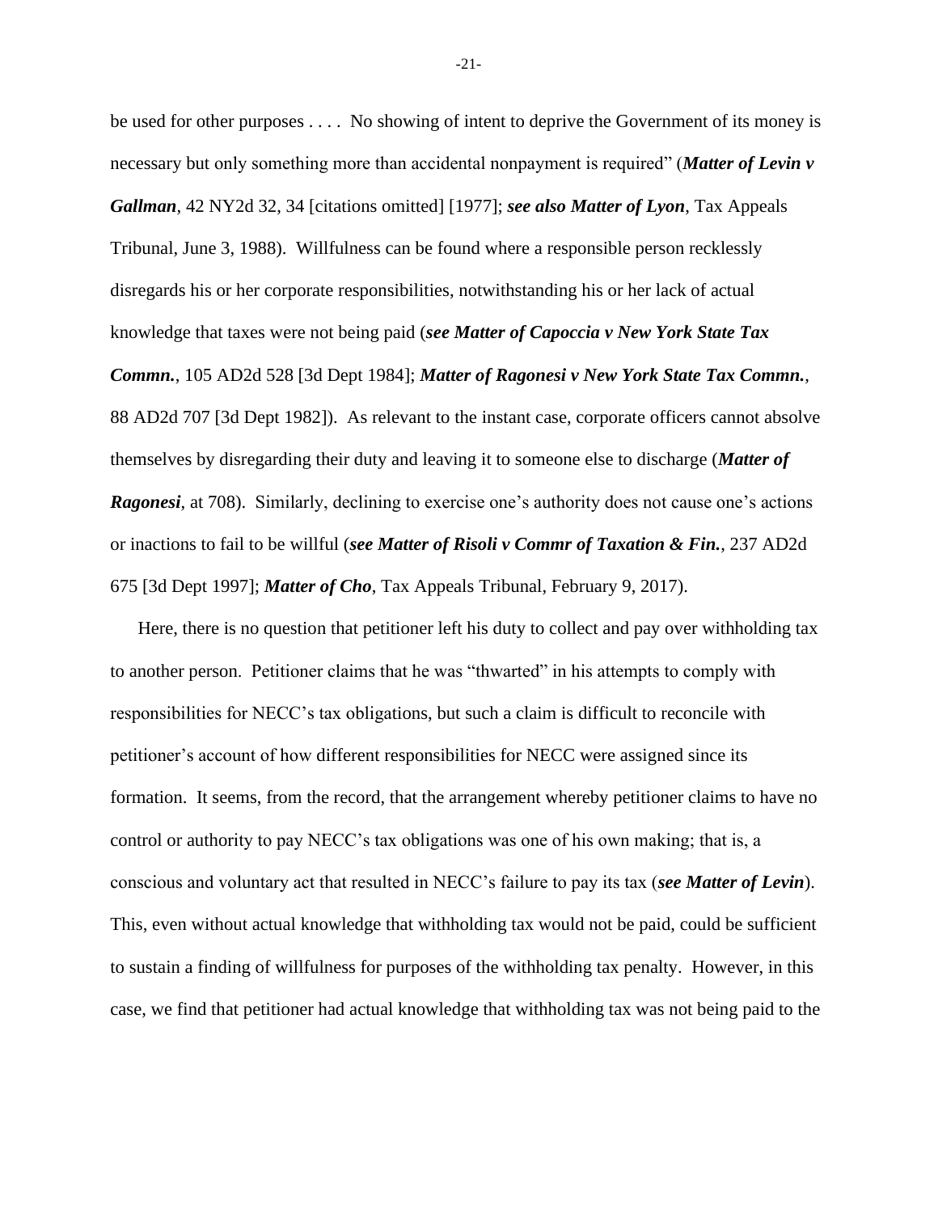be used for other purposes . . . . No showing of intent to deprive the Government of its money is necessary but only something more than accidental nonpayment is required" (***Matter of Levin v Gallman***, 42 NY2d 32, 34 [citations omitted] [1977]; ***see also Matter of Lyon***, Tax Appeals Tribunal, June 3, 1988). Willfulness can be found where a responsible person recklessly disregards his or her corporate responsibilities, notwithstanding his or her lack of actual knowledge that taxes were not being paid (***see Matter of Capoccia v New York State Tax Commn.***, 105 AD2d 528 [3d Dept 1984]; ***Matter of Ragonesi v New York State Tax Commn.***, 88 AD2d 707 [3d Dept 1982]). As relevant to the instant case, corporate officers cannot absolve themselves by disregarding their duty and leaving it to someone else to discharge (***Matter of Ragonesi***, at 708). Similarly, declining to exercise one's authority does not cause one's actions or inactions to fail to be willful (***see Matter of Risoli v Commr of Taxation & Fin.***, 237 AD2d 675 [3d Dept 1997]; ***Matter of Cho***, Tax Appeals Tribunal, February 9, 2017).

Here, there is no question that petitioner left his duty to collect and pay over withholding tax to another person. Petitioner claims that he was "thwarted" in his attempts to comply with responsibilities for NECC's tax obligations, but such a claim is difficult to reconcile with petitioner's account of how different responsibilities for NECC were assigned since its formation. It seems, from the record, that the arrangement whereby petitioner claims to have no control or authority to pay NECC's tax obligations was one of his own making; that is, a conscious and voluntary act that resulted in NECC's failure to pay its tax (***see Matter of Levin***). This, even without actual knowledge that withholding tax would not be paid, could be sufficient to sustain a finding of willfulness for purposes of the withholding tax penalty. However, in this case, we find that petitioner had actual knowledge that withholding tax was not being paid to the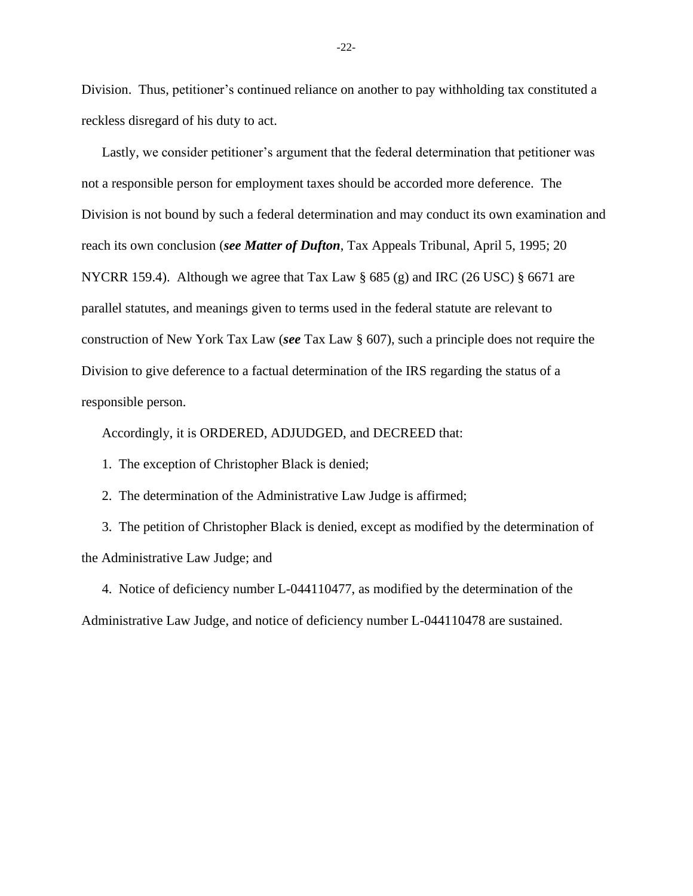Division. Thus, petitioner's continued reliance on another to pay withholding tax constituted a reckless disregard of his duty to act.

Lastly, we consider petitioner's argument that the federal determination that petitioner was not a responsible person for employment taxes should be accorded more deference. The Division is not bound by such a federal determination and may conduct its own examination and reach its own conclusion (***see Matter of Dufton***, Tax Appeals Tribunal, April 5, 1995; 20 NYCRR 159.4). Although we agree that Tax Law § 685 (g) and IRC (26 USC) § 6671 are parallel statutes, and meanings given to terms used in the federal statute are relevant to construction of New York Tax Law (***see*** Tax Law § 607), such a principle does not require the Division to give deference to a factual determination of the IRS regarding the status of a responsible person.

Accordingly, it is ORDERED, ADJUDGED, and DECREED that:

1. The exception of Christopher Black is denied;

2. The determination of the Administrative Law Judge is affirmed;

3. The petition of Christopher Black is denied, except as modified by the determination of the Administrative Law Judge; and

4. Notice of deficiency number L-044110477, as modified by the determination of the Administrative Law Judge, and notice of deficiency number L-044110478 are sustained.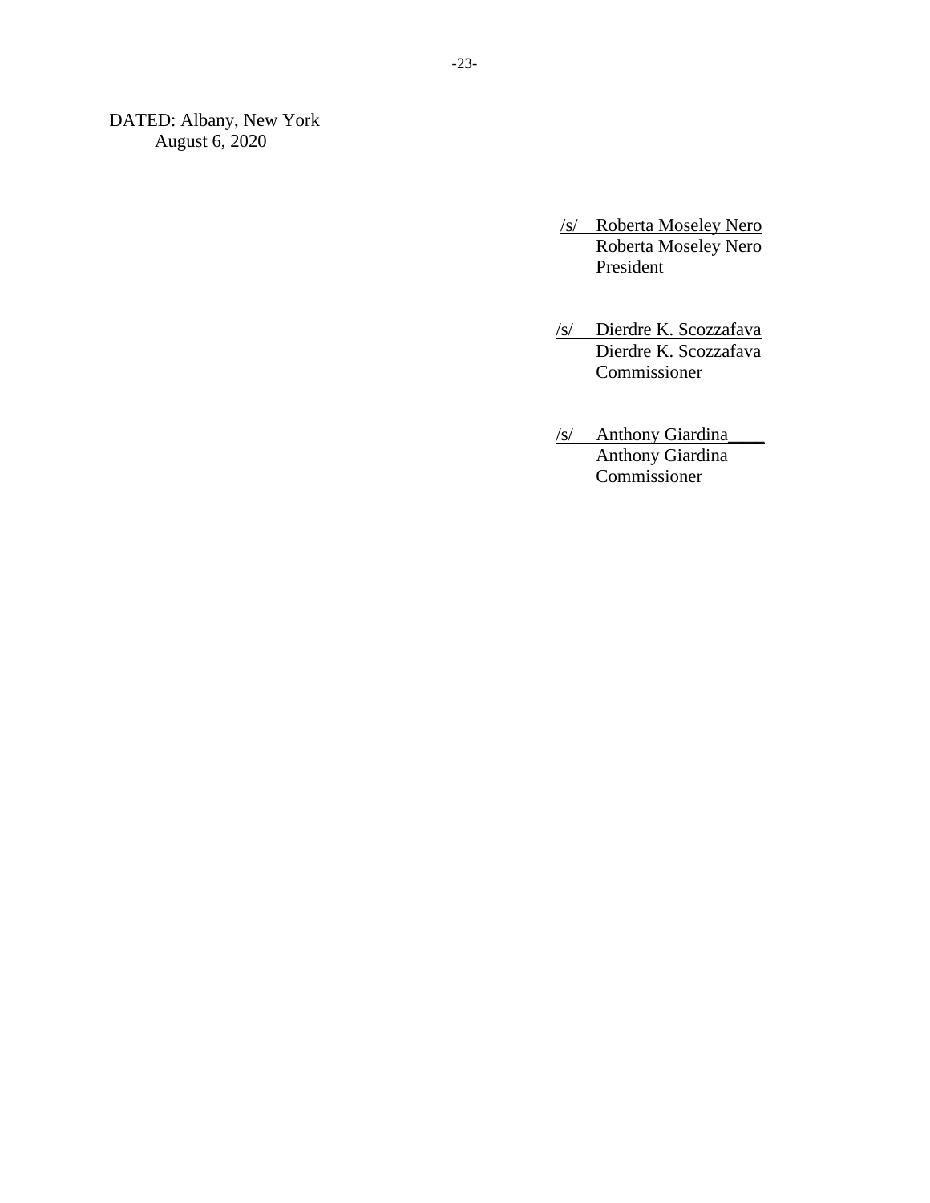DATED: Albany, New York
August 6, 2020

/s/ Roberta Moseley Nero
Roberta Moseley Nero
President

/s/ Dierdre K. Scozzafava
Dierdre K. Scozzafava
Commissioner

/s/ Anthony Giardina____
Anthony Giardina
Commissioner